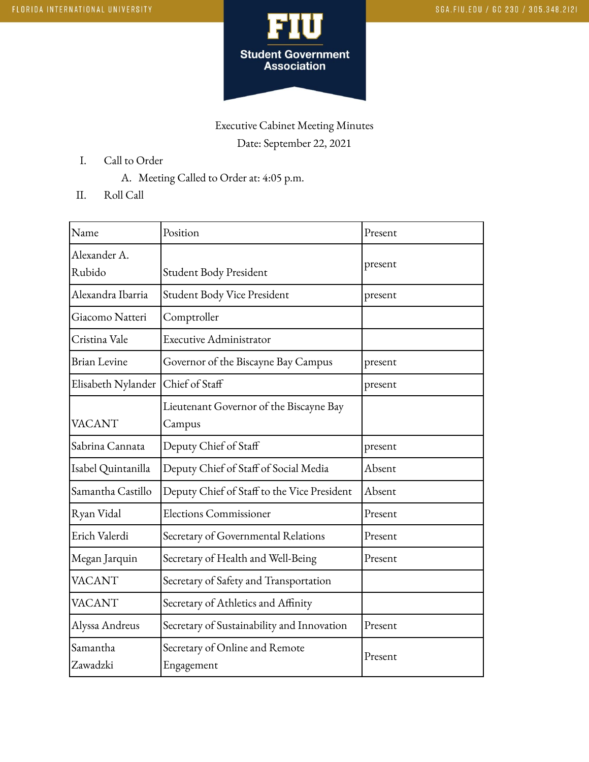Executive Cabinet Meeting Minutes

Date: September 22, 2021

I. Call to Order
   A. Meeting Called to Order at: 4:05 p.m.

II. Roll Call

| Name | Position | Present |
|---|---|---|
| Alexander A. Rubido | Student Body President | present |
| Alexandra Ibarria | Student Body Vice President | present |
| Giacomo Natteri | Comptroller | |
| Cristina Vale | Executive Administrator | |
| Brian Levine | Governor of the Biscayne Bay Campus | present |
| Elisabeth Nylander | Chief of Staff | present |
| VACANT | Lieutenant Governor of the Biscayne Bay Campus | |
| Sabrina Cannata | Deputy Chief of Staff | present |
| Isabel Quintanilla | Deputy Chief of Staff of Social Media | Absent |
| Samantha Castillo | Deputy Chief of Staff to the Vice President | Absent |
| Ryan Vidal | Elections Commissioner | Present |
| Erich Valerdi | Secretary of Governmental Relations | Present |
| Megan Jarquin | Secretary of Health and Well-Being | Present |
| VACANT | Secretary of Safety and Transportation | |
| VACANT | Secretary of Athletics and Affinity | |
| Alyssa Andreus | Secretary of Sustainability and Innovation | Present |
| Samantha Zawadzki | Secretary of Online and Remote Engagement | Present |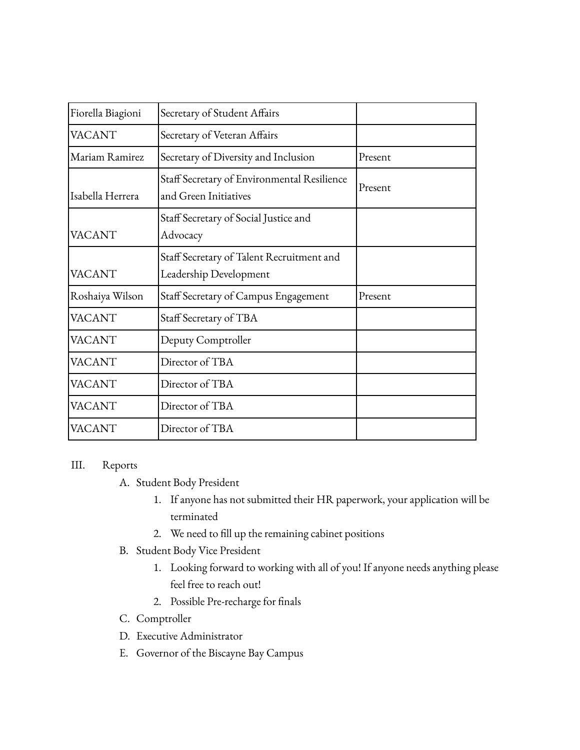| Fiorella Biagioni | Secretary of Student Affairs | |
|---|---|---|
| VACANT | Secretary of Veteran Affairs | |
| Mariam Ramirez | Secretary of Diversity and Inclusion | Present |
| Isabella Herrera | Staff Secretary of Environmental Resilience and Green Initiatives | Present |
| VACANT | Staff Secretary of Social Justice and Advocacy | |
| VACANT | Staff Secretary of Talent Recruitment and Leadership Development | |
| Roshaiya Wilson | Staff Secretary of Campus Engagement | Present |
| VACANT | Staff Secretary of TBA | |
| VACANT | Deputy Comptroller | |
| VACANT | Director of TBA | |
| VACANT | Director of TBA | |
| VACANT | Director of TBA | |
| VACANT | Director of TBA | |

III. Reports

A. Student Body President

1. If anyone has not submitted their HR paperwork, your application will be terminated
2. We need to fill up the remaining cabinet positions

B. Student Body Vice President

1. Looking forward to working with all of you! If anyone needs anything please feel free to reach out!
2. Possible Pre-recharge for finals

C. Comptroller

D. Executive Administrator

E. Governor of the Biscayne Bay Campus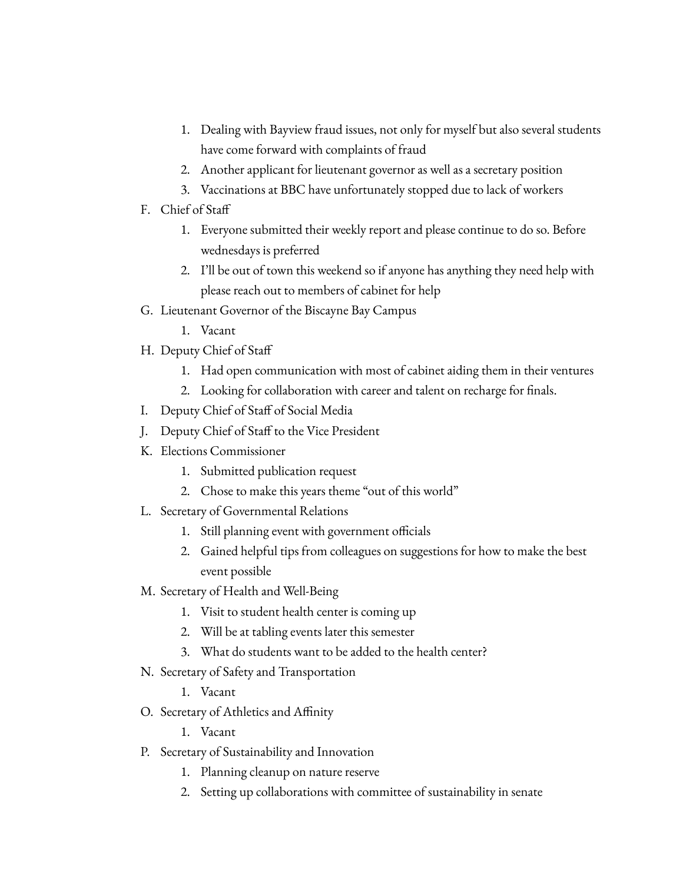1. Dealing with Bayview fraud issues, not only for myself but also several students have come forward with complaints of fraud
2. Another applicant for lieutenant governor as well as a secretary position
3. Vaccinations at BBC have unfortunately stopped due to lack of workers

F. Chief of Staff

1. Everyone submitted their weekly report and please continue to do so. Before wednesdays is preferred
2. I'll be out of town this weekend so if anyone has anything they need help with please reach out to members of cabinet for help

G. Lieutenant Governor of the Biscayne Bay Campus

1. Vacant

H. Deputy Chief of Staff

1. Had open communication with most of cabinet aiding them in their ventures
2. Looking for collaboration with career and talent on recharge for finals.

I. Deputy Chief of Staff of Social Media

J. Deputy Chief of Staff to the Vice President

K. Elections Commissioner

1. Submitted publication request
2. Chose to make this years theme "out of this world"

L. Secretary of Governmental Relations

1. Still planning event with government officials
2. Gained helpful tips from colleagues on suggestions for how to make the best event possible

M. Secretary of Health and Well-Being

1. Visit to student health center is coming up
2. Will be at tabling events later this semester
3. What do students want to be added to the health center?

N. Secretary of Safety and Transportation

1. Vacant

O. Secretary of Athletics and Affinity

1. Vacant

P. Secretary of Sustainability and Innovation

1. Planning cleanup on nature reserve
2. Setting up collaborations with committee of sustainability in senate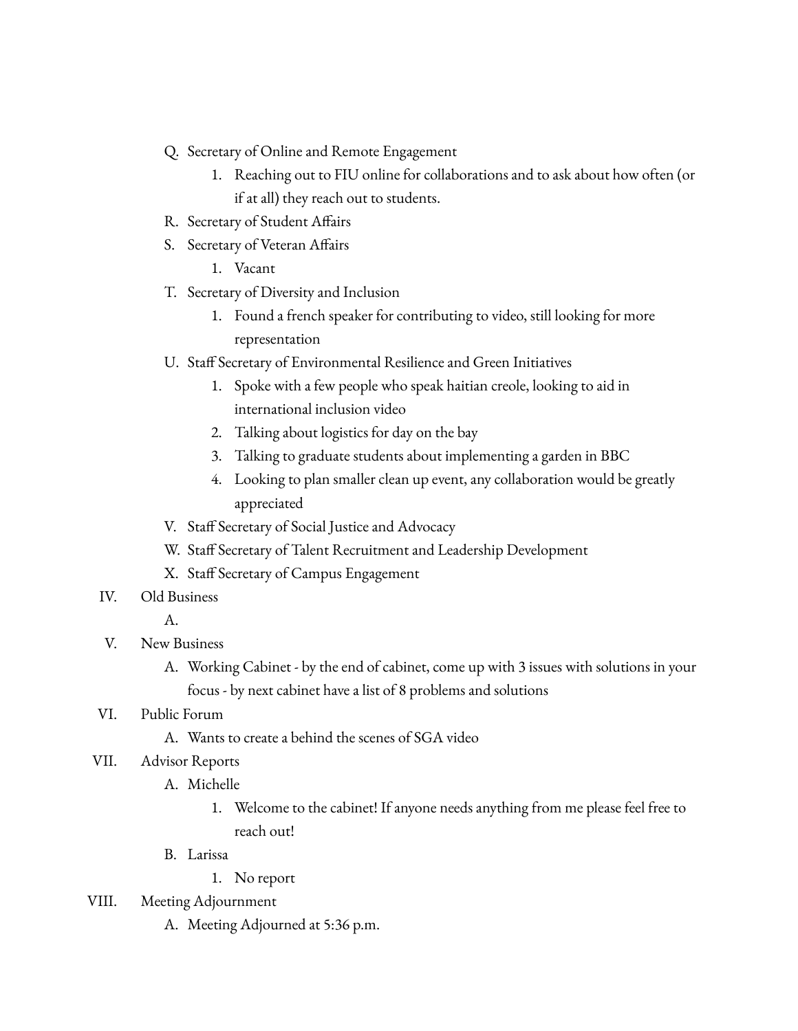Q. Secretary of Online and Remote Engagement
    1. Reaching out to FIU online for collaborations and to ask about how often (or if at all) they reach out to students.

R. Secretary of Student Affairs

S. Secretary of Veteran Affairs
    1. Vacant

T. Secretary of Diversity and Inclusion
    1. Found a french speaker for contributing to video, still looking for more representation

U. Staff Secretary of Environmental Resilience and Green Initiatives
    1. Spoke with a few people who speak haitian creole, looking to aid in international inclusion video
    2. Talking about logistics for day on the bay
    3. Talking to graduate students about implementing a garden in BBC
    4. Looking to plan smaller clean up event, any collaboration would be greatly appreciated

V. Staff Secretary of Social Justice and Advocacy

W. Staff Secretary of Talent Recruitment and Leadership Development

X. Staff Secretary of Campus Engagement

IV. Old Business

A.

V. New Business

A. Working Cabinet - by the end of cabinet, come up with 3 issues with solutions in your focus - by next cabinet have a list of 8 problems and solutions

VI. Public Forum

A. Wants to create a behind the scenes of SGA video

VII. Advisor Reports

A. Michelle
    1. Welcome to the cabinet! If anyone needs anything from me please feel free to reach out!

B. Larissa
    1. No report

VIII. Meeting Adjournment

A. Meeting Adjourned at 5:36 p.m.